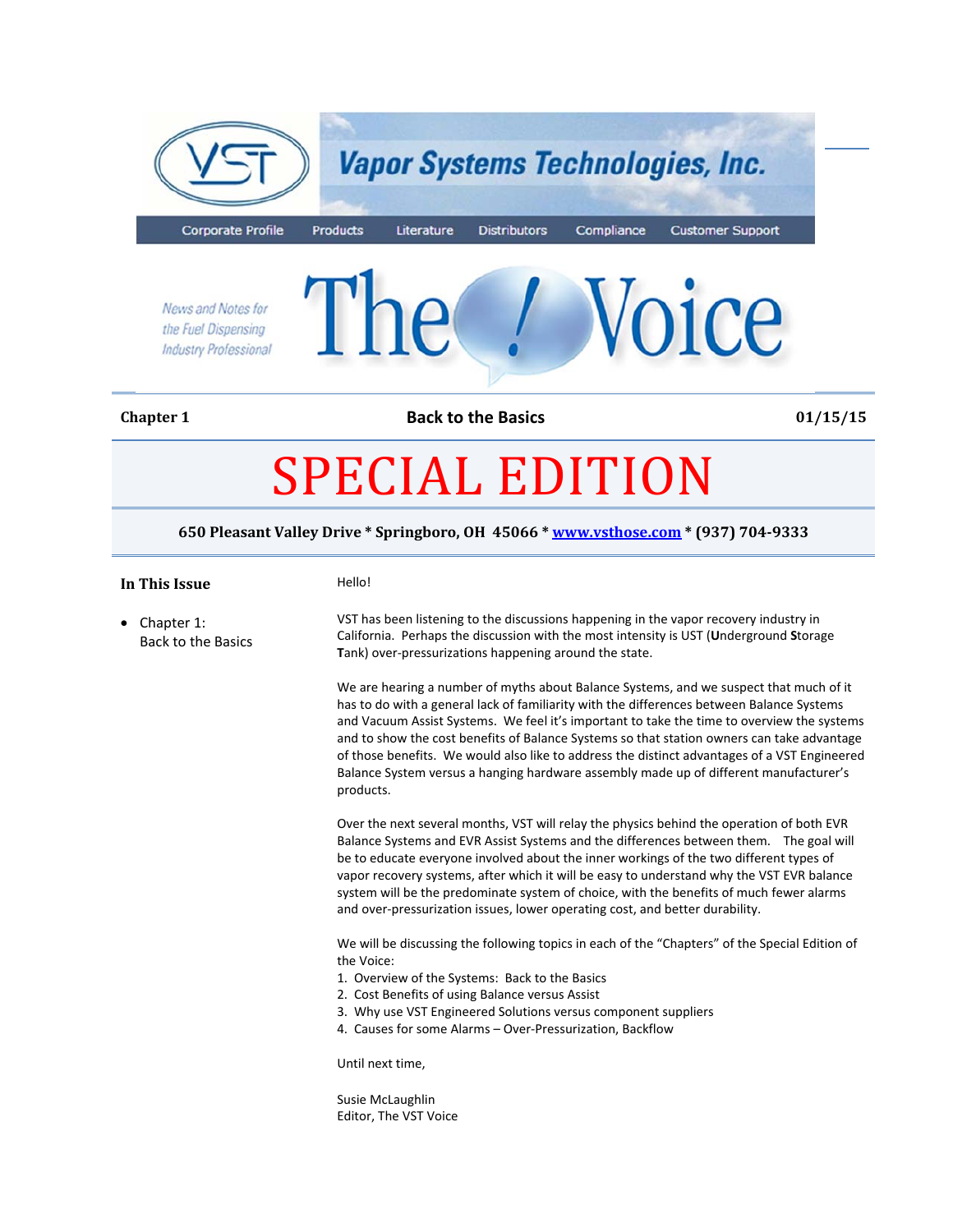# Vapor Systems Technologies, Inc.

Corporate Profile | Products | Literature | Distributors | Compliance | Customer Support

*News and Notes for the Fuel Dispensing Industry Professional*

# The Voice

**Chapter 1** **Back to the Basics** **01/15/15**

# SPECIAL EDITION

**650 Pleasant Valley Drive * Springboro, OH 45066 * [www.vsthose.com](http://www.vsthose.com) * (937) 704-9333**

**In This Issue**

- Chapter 1: Back to the Basics

Hello!

VST has been listening to the discussions happening in the vapor recovery industry in California. Perhaps the discussion with the most intensity is UST (**U**nderground **S**torage **T**ank) over-pressurizations happening around the state.

We are hearing a number of myths about Balance Systems, and we suspect that much of it has to do with a general lack of familiarity with the differences between Balance Systems and Vacuum Assist Systems. We feel it's important to take the time to overview the systems and to show the cost benefits of Balance Systems so that station owners can take advantage of those benefits. We would also like to address the distinct advantages of a VST Engineered Balance System versus a hanging hardware assembly made up of different manufacturer's products.

Over the next several months, VST will relay the physics behind the operation of both EVR Balance Systems and EVR Assist Systems and the differences between them. The goal will be to educate everyone involved about the inner workings of the two different types of vapor recovery systems, after which it will be easy to understand why the VST EVR balance system will be the predominate system of choice, with the benefits of much fewer alarms and over-pressurization issues, lower operating cost, and better durability.

We will be discussing the following topics in each of the "Chapters" of the Special Edition of the Voice:

1. Overview of the Systems: Back to the Basics
2. Cost Benefits of using Balance versus Assist
3. Why use VST Engineered Solutions versus component suppliers
4. Causes for some Alarms – Over-Pressurization, Backflow

Until next time,

Susie McLaughlin
Editor, The VST Voice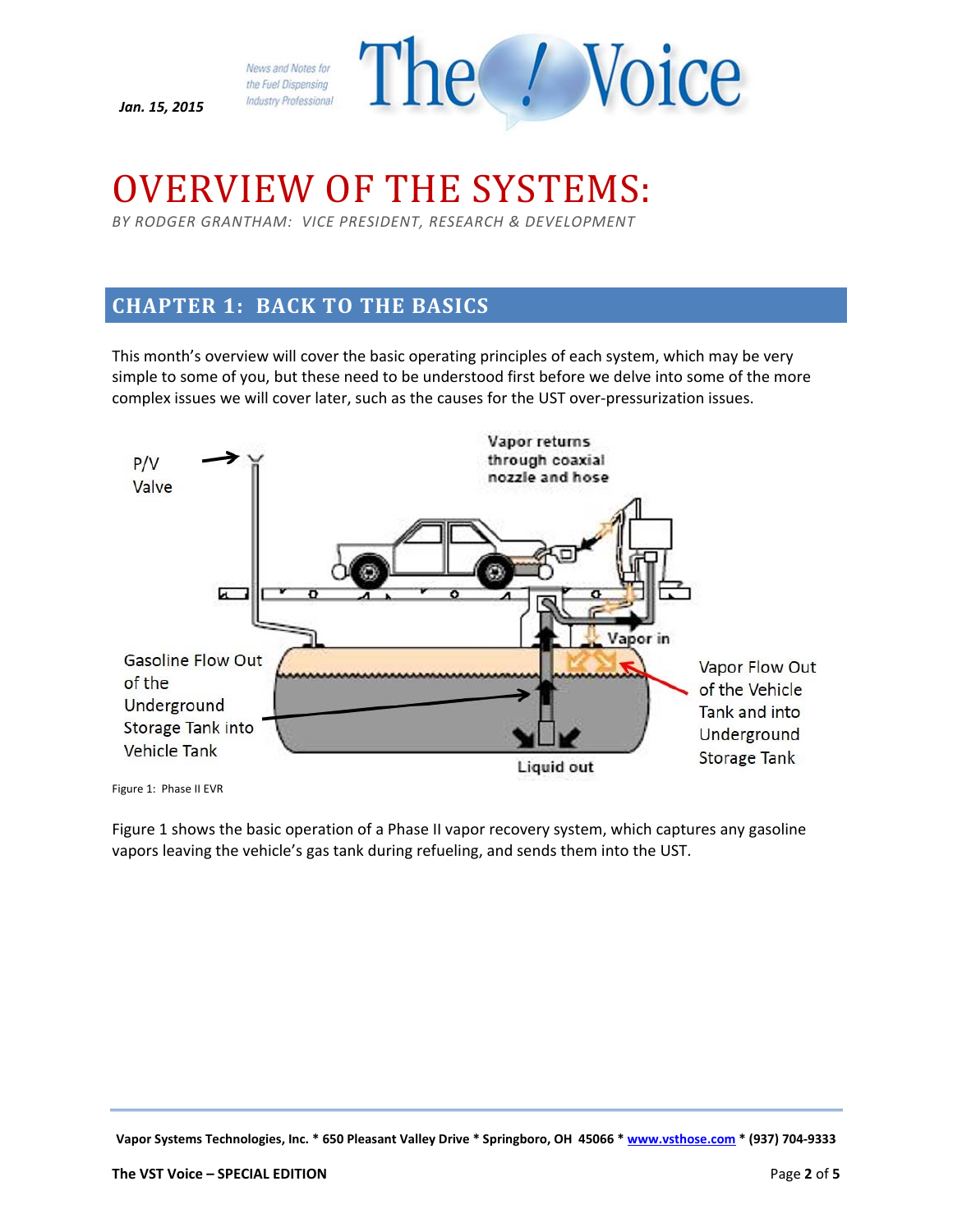# OVERVIEW OF THE SYSTEMS:

*BY RODGER GRANTHAM: VICE PRESIDENT, RESEARCH & DEVELOPMENT*

## CHAPTER 1: BACK TO THE BASICS

This month's overview will cover the basic operating principles of each system, which may be very simple to some of you, but these need to be understood first before we delve into some of the more complex issues we will cover later, such as the causes for the UST over-pressurization issues.

Figure 1: Phase II EVR

Figure 1 shows the basic operation of a Phase II vapor recovery system, which captures any gasoline vapors leaving the vehicle's gas tank during refueling, and sends them into the UST.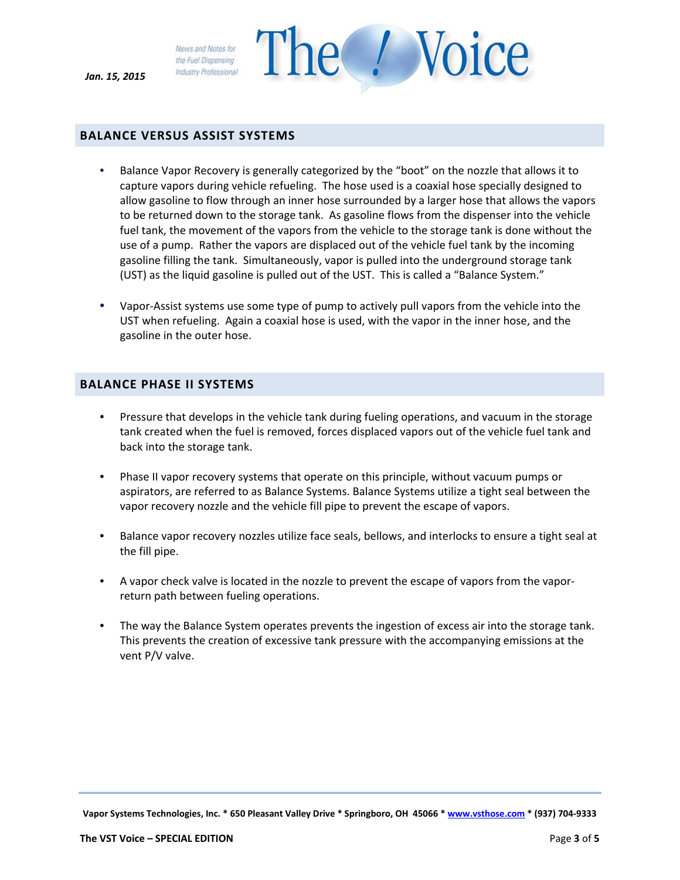## BALANCE VERSUS ASSIST SYSTEMS

- Balance Vapor Recovery is generally categorized by the "boot" on the nozzle that allows it to capture vapors during vehicle refueling. The hose used is a coaxial hose specially designed to allow gasoline to flow through an inner hose surrounded by a larger hose that allows the vapors to be returned down to the storage tank. As gasoline flows from the dispenser into the vehicle fuel tank, the movement of the vapors from the vehicle to the storage tank is done without the use of a pump. Rather the vapors are displaced out of the vehicle fuel tank by the incoming gasoline filling the tank. Simultaneously, vapor is pulled into the underground storage tank (UST) as the liquid gasoline is pulled out of the UST. This is called a "Balance System."

- Vapor-Assist systems use some type of pump to actively pull vapors from the vehicle into the UST when refueling. Again a coaxial hose is used, with the vapor in the inner hose, and the gasoline in the outer hose.

## BALANCE PHASE II SYSTEMS

- Pressure that develops in the vehicle tank during fueling operations, and vacuum in the storage tank created when the fuel is removed, forces displaced vapors out of the vehicle fuel tank and back into the storage tank.

- Phase II vapor recovery systems that operate on this principle, without vacuum pumps or aspirators, are referred to as Balance Systems. Balance Systems utilize a tight seal between the vapor recovery nozzle and the vehicle fill pipe to prevent the escape of vapors.

- Balance vapor recovery nozzles utilize face seals, bellows, and interlocks to ensure a tight seal at the fill pipe.

- A vapor check valve is located in the nozzle to prevent the escape of vapors from the vapor-return path between fueling operations.

- The way the Balance System operates prevents the ingestion of excess air into the storage tank. This prevents the creation of excessive tank pressure with the accompanying emissions at the vent P/V valve.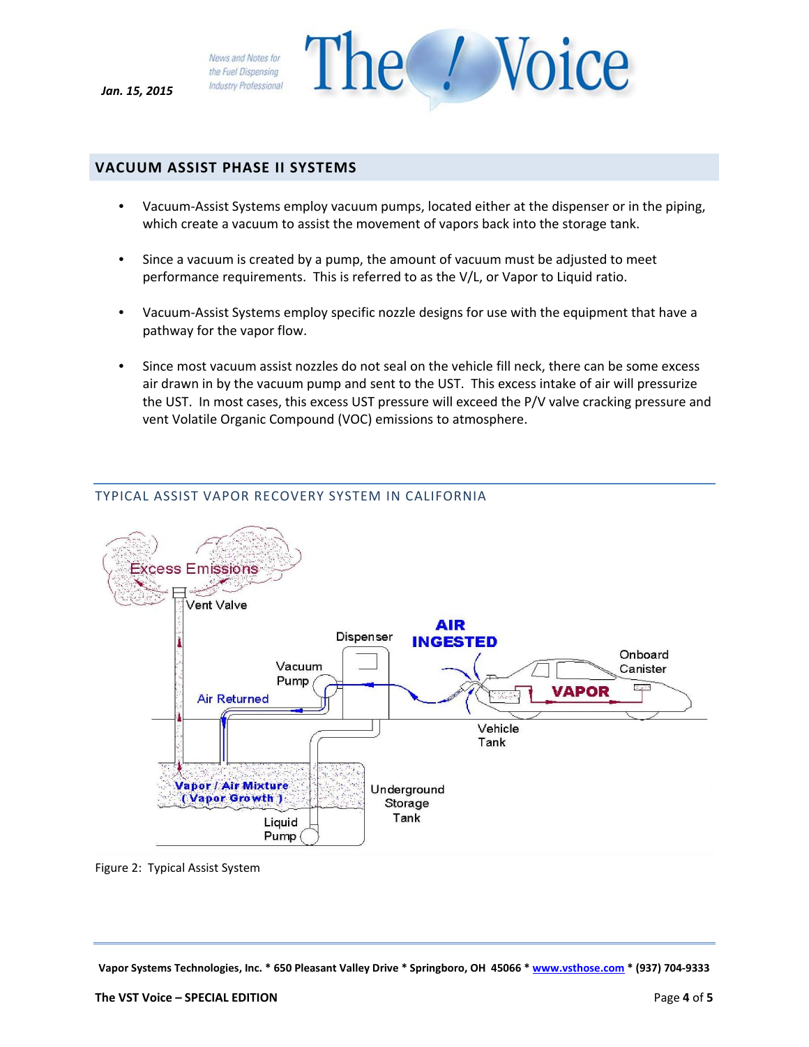## VACUUM ASSIST PHASE II SYSTEMS

- Vacuum-Assist Systems employ vacuum pumps, located either at the dispenser or in the piping, which create a vacuum to assist the movement of vapors back into the storage tank.
- Since a vacuum is created by a pump, the amount of vacuum must be adjusted to meet performance requirements. This is referred to as the V/L, or Vapor to Liquid ratio.
- Vacuum-Assist Systems employ specific nozzle designs for use with the equipment that have a pathway for the vapor flow.
- Since most vacuum assist nozzles do not seal on the vehicle fill neck, there can be some excess air drawn in by the vacuum pump and sent to the UST. This excess intake of air will pressurize the UST. In most cases, this excess UST pressure will exceed the P/V valve cracking pressure and vent Volatile Organic Compound (VOC) emissions to atmosphere.

### TYPICAL ASSIST VAPOR RECOVERY SYSTEM IN CALIFORNIA

Figure 2: Typical Assist System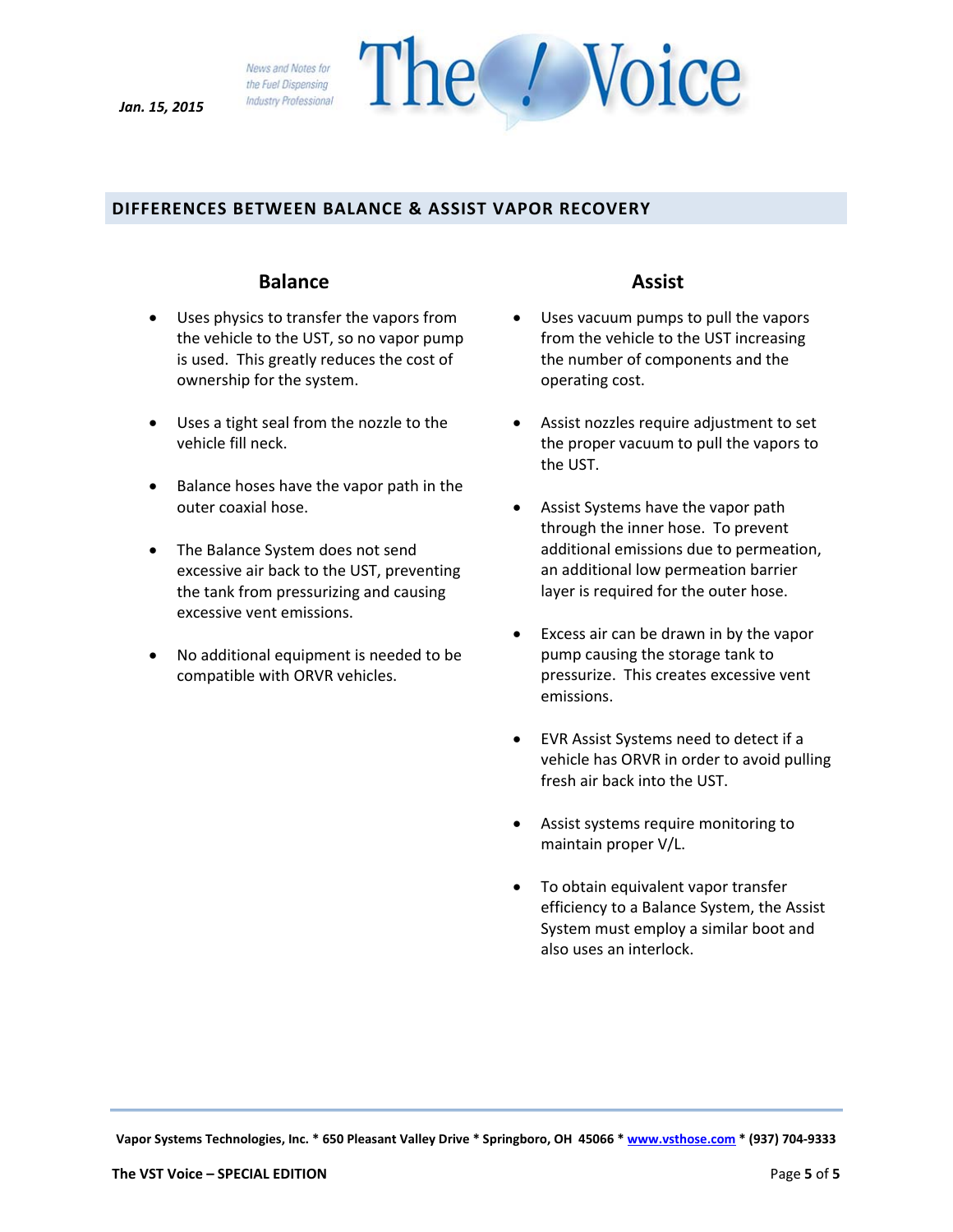## DIFFERENCES BETWEEN BALANCE & ASSIST VAPOR RECOVERY

### Balance

- Uses physics to transfer the vapors from the vehicle to the UST, so no vapor pump is used. This greatly reduces the cost of ownership for the system.
- Uses a tight seal from the nozzle to the vehicle fill neck.
- Balance hoses have the vapor path in the outer coaxial hose.
- The Balance System does not send excessive air back to the UST, preventing the tank from pressurizing and causing excessive vent emissions.
- No additional equipment is needed to be compatible with ORVR vehicles.

### Assist

- Uses vacuum pumps to pull the vapors from the vehicle to the UST increasing the number of components and the operating cost.
- Assist nozzles require adjustment to set the proper vacuum to pull the vapors to the UST.
- Assist Systems have the vapor path through the inner hose. To prevent additional emissions due to permeation, an additional low permeation barrier layer is required for the outer hose.
- Excess air can be drawn in by the vapor pump causing the storage tank to pressurize. This creates excessive vent emissions.
- EVR Assist Systems need to detect if a vehicle has ORVR in order to avoid pulling fresh air back into the UST.
- Assist systems require monitoring to maintain proper V/L.
- To obtain equivalent vapor transfer efficiency to a Balance System, the Assist System must employ a similar boot and also uses an interlock.

**Vapor Systems Technologies, Inc. * 650 Pleasant Valley Drive * Springboro, OH 45066 * [www.vsthose.com](http://www.vsthose.com) * (937) 704-9333**